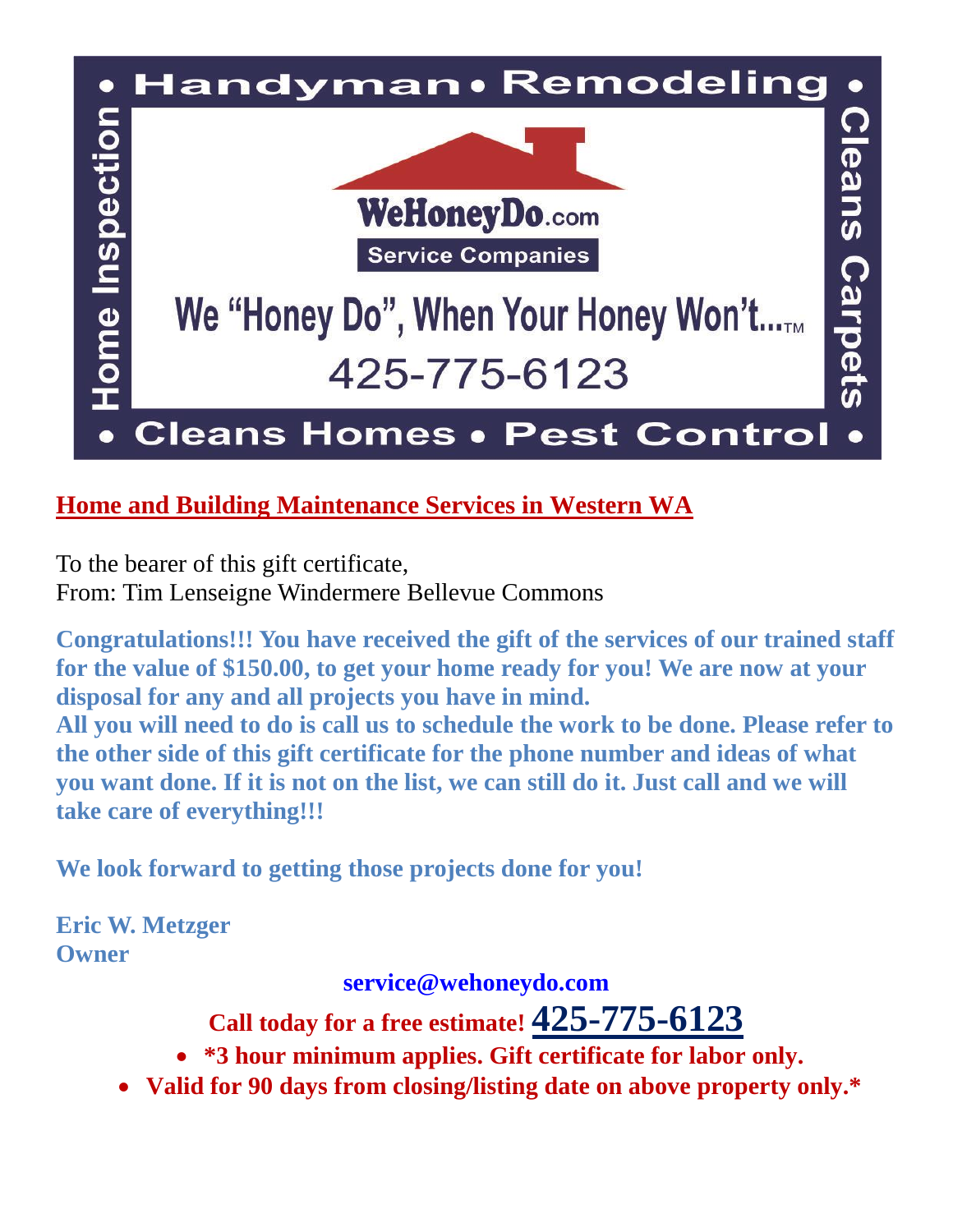• Handyman • Remodeling •

Home Inspection

Clean Carpets

**WeHoneyDo.com**

**Service Companies**

We "Honey Do", When Your Honey Won't...™

425-775-6123

• Cleans Homes • Pest Control •

## Home and Building Maintenance Services in Western WA

To the bearer of this gift certificate,
From: Tim Lenseigne Windermere Bellevue Commons

**Congratulations!!! You have received the gift of the services of our trained staff for the value of $150.00, to get your home ready for you! We are now at your disposal for any and all projects you have in mind.**
**All you will need to do is call us to schedule the work to be done. Please refer to the other side of this gift certificate for the phone number and ideas of what you want done. If it is not on the list, we can still do it. Just call and we will take care of everything!!!**

**We look forward to getting those projects done for you!**

**Eric W. Metzger**
**Owner**

**service@wehoneydo.com**

**Call today for a free estimate! 425-775-6123**

- ***3 hour minimum applies. Gift certificate for labor only.**
- **Valid for 90 days from closing/listing date on above property only.***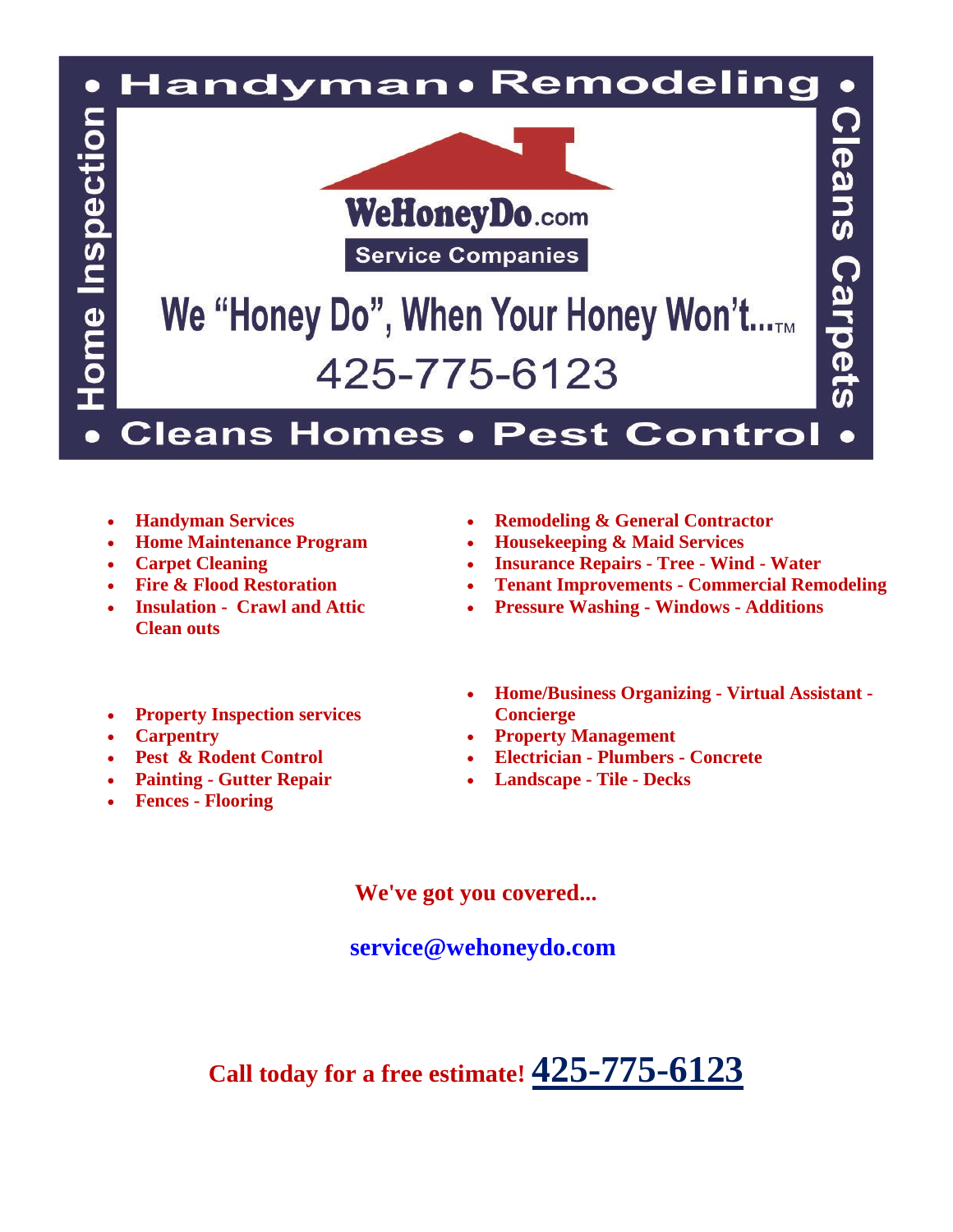• Handyman • Remodeling •

Home Inspection

Cleans Carpets

WeHoneyDo.com

Service Companies

We "Honey Do", When Your Honey Won't...™

425-775-6123

• Cleans Homes • Pest Control •

- **Handyman Services**
- **Home Maintenance Program**
- **Carpet Cleaning**
- **Fire & Flood Restoration**
- **Insulation - Crawl and Attic Clean outs**
- **Remodeling & General Contractor**
- **Housekeeping & Maid Services**
- **Insurance Repairs - Tree - Wind - Water**
- **Tenant Improvements - Commercial Remodeling**
- **Pressure Washing - Windows - Additions**

- **Property Inspection services**
- **Carpentry**
- **Pest & Rodent Control**
- **Painting - Gutter Repair**
- **Fences - Flooring**
- **Home/Business Organizing - Virtual Assistant - Concierge**
- **Property Management**
- **Electrician - Plumbers - Concrete**
- **Landscape - Tile - Decks**

**We've got you covered...**

**service@wehoneydo.com**

**Call today for a free estimate! 425-775-6123**